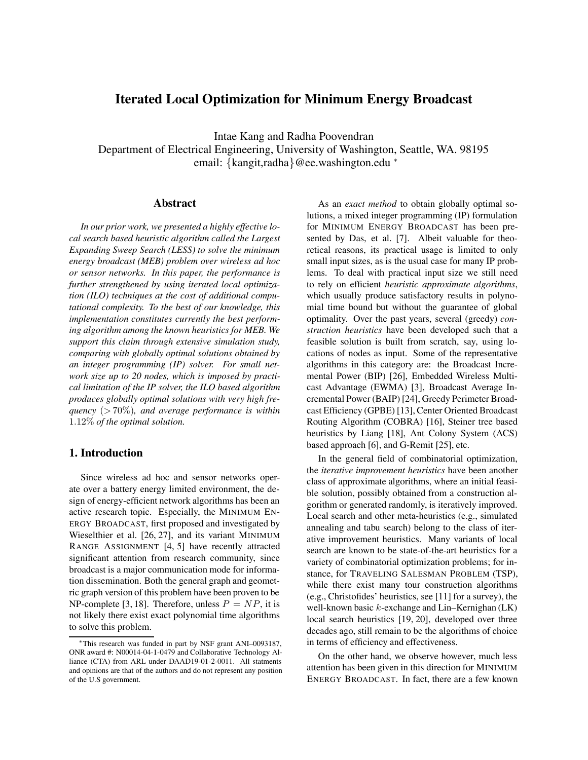# Iterated Local Optimization for Minimum Energy Broadcast

Intae Kang and Radha Poovendran

Department of Electrical Engineering, University of Washington, Seattle, WA. 98195

email: {kangit,radha}@ee.washington.edu *

## Abstract

*In our prior work, we presented a highly effective local search based heuristic algorithm called the Largest Expanding Sweep Search (LESS) to solve the minimum energy broadcast (MEB) problem over wireless ad hoc or sensor networks. In this paper, the performance is further strengthened by using iterated local optimization (ILO) techniques at the cost of additional computational complexity. To the best of our knowledge, this implementation constitutes currently the best performing algorithm among the known heuristics for MEB. We support this claim through extensive simulation study, comparing with globally optimal solutions obtained by an integer programming (IP) solver. For small network size up to 20 nodes, which is imposed by practical limitation of the IP solver, the ILO based algorithm produces globally optimal solutions with very high frequency ($> 70\%$), and average performance is within $1.12\%$ of the optimal solution.*

## 1. Introduction

Since wireless ad hoc and sensor networks operate over a battery energy limited environment, the design of energy-efficient network algorithms has been an active research topic. Especially, the MINIMUM ENERGY BROADCAST, first proposed and investigated by Wieselthier et al. [26, 27], and its variant MINIMUM RANGE ASSIGNMENT [4, 5] have recently attracted significant attention from research community, since broadcast is a major communication mode for information dissemination. Both the general graph and geometric graph version of this problem have been proven to be NP-complete [3, 18]. Therefore, unless $P = NP$, it is not likely there exist exact polynomial time algorithms to solve this problem.

As an *exact method* to obtain globally optimal solutions, a mixed integer programming (IP) formulation for MINIMUM ENERGY BROADCAST has been presented by Das, et al. [7]. Albeit valuable for theoretical reasons, its practical usage is limited to only small input sizes, as is the usual case for many IP problems. To deal with practical input size we still need to rely on efficient *heuristic approximate algorithms*, which usually produce satisfactory results in polynomial time bound but without the guarantee of global optimality. Over the past years, several (greedy) *construction heuristics* have been developed such that a feasible solution is built from scratch, say, using locations of nodes as input. Some of the representative algorithms in this category are: the Broadcast Incremental Power (BIP) [26], Embedded Wireless Multicast Advantage (EWMA) [3], Broadcast Average Incremental Power (BAIP) [24], Greedy Perimeter Broadcast Efficiency (GPBE) [13], Center Oriented Broadcast Routing Algorithm (COBRA) [16], Steiner tree based heuristics by Liang [18], Ant Colony System (ACS) based approach [6], and G-Remit [25], etc.

In the general field of combinatorial optimization, the *iterative improvement heuristics* have been another class of approximate algorithms, where an initial feasible solution, possibly obtained from a construction algorithm or generated randomly, is iteratively improved. Local search and other meta-heuristics (e.g., simulated annealing and tabu search) belong to the class of iterative improvement heuristics. Many variants of local search are known to be state-of-the-art heuristics for a variety of combinatorial optimization problems; for instance, for TRAVELING SALESMAN PROBLEM (TSP), while there exist many tour construction algorithms (e.g., Christofides' heuristics, see [11] for a survey), the well-known basic $k$-exchange and Lin–Kernighan (LK) local search heuristics [19, 20], developed over three decades ago, still remain to be the algorithms of choice in terms of efficiency and effectiveness.

On the other hand, we observe however, much less attention has been given in this direction for MINIMUM ENERGY BROADCAST. In fact, there are a few known

---

*This research was funded in part by NSF grant ANI–0093187, ONR award #: N00014-04-1-0479 and Collaborative Technology Alliance (CTA) from ARL under DAAD19-01-2-0011. All statments and opinions are that of the authors and do not represent any position of the U.S government.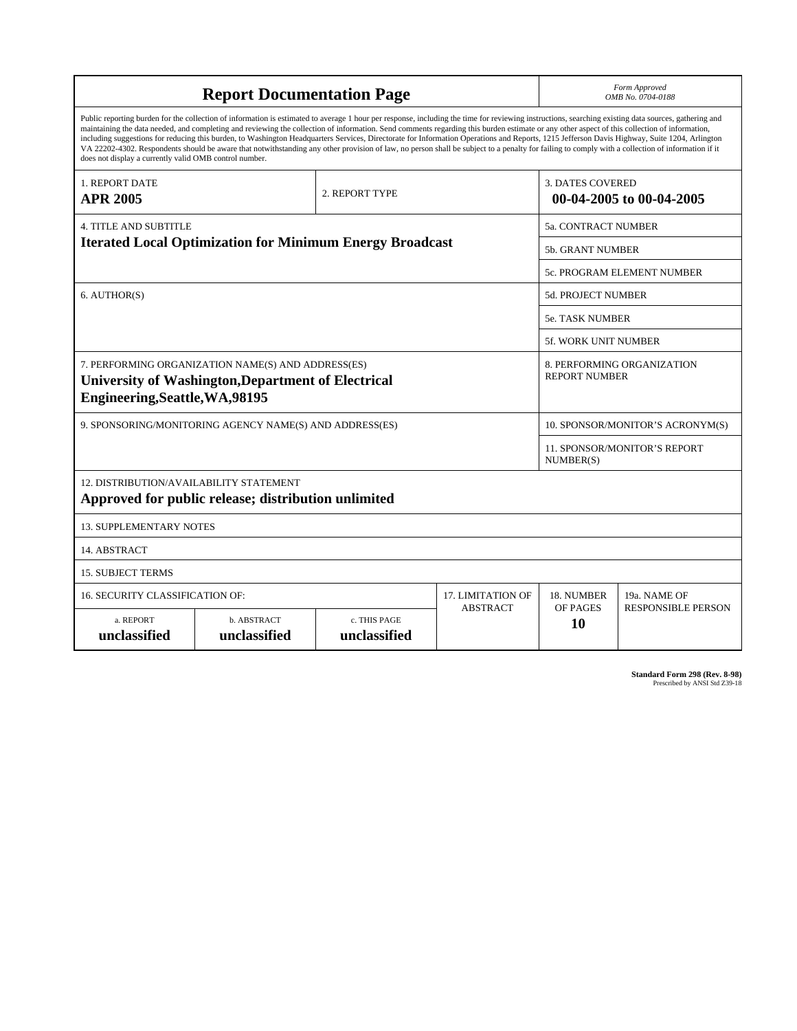# Report Documentation Page

*Form Approved*
*OMB No. 0704-0188*

Public reporting burden for the collection of information is estimated to average 1 hour per response, including the time for reviewing instructions, searching existing data sources, gathering and maintaining the data needed, and completing and reviewing the collection of information. Send comments regarding this burden estimate or any other aspect of this collection of information, including suggestions for reducing this burden, to Washington Headquarters Services, Directorate for Information Operations and Reports, 1215 Jefferson Davis Highway, Suite 1204, Arlington VA 22202-4302. Respondents should be aware that notwithstanding any other provision of law, no person shall be subject to a penalty for failing to comply with a collection of information if it does not display a currently valid OMB control number.

| 1. REPORT DATE | 2. REPORT TYPE | 3. DATES COVERED |
|---|---|---|
| **APR 2005** | | **00-04-2005 to 00-04-2005** |

| 4. TITLE AND SUBTITLE | |
|---|---|
| **Iterated Local Optimization for Minimum Energy Broadcast** | 5a. CONTRACT NUMBER |
| | 5b. GRANT NUMBER |
| | 5c. PROGRAM ELEMENT NUMBER |
| 6. AUTHOR(S) | 5d. PROJECT NUMBER |
| | 5e. TASK NUMBER |
| | 5f. WORK UNIT NUMBER |
| 7. PERFORMING ORGANIZATION NAME(S) AND ADDRESS(ES) **University of Washington,Department of Electrical Engineering,Seattle,WA,98195** | 8. PERFORMING ORGANIZATION REPORT NUMBER |
| 9. SPONSORING/MONITORING AGENCY NAME(S) AND ADDRESS(ES) | 10. SPONSOR/MONITOR'S ACRONYM(S) |
| | 11. SPONSOR/MONITOR'S REPORT NUMBER(S) |

12. DISTRIBUTION/AVAILABILITY STATEMENT
**Approved for public release; distribution unlimited**

13. SUPPLEMENTARY NOTES

14. ABSTRACT

15. SUBJECT TERMS

| 16. SECURITY CLASSIFICATION OF: | | | 17. LIMITATION OF ABSTRACT | 18. NUMBER OF PAGES | 19a. NAME OF RESPONSIBLE PERSON |
|---|---|---|---|---|---|
| a. REPORT | b. ABSTRACT | c. THIS PAGE | | | |
| **unclassified** | **unclassified** | **unclassified** | | **10** | |

**Standard Form 298 (Rev. 8-98)**
Prescribed by ANSI Std Z39-18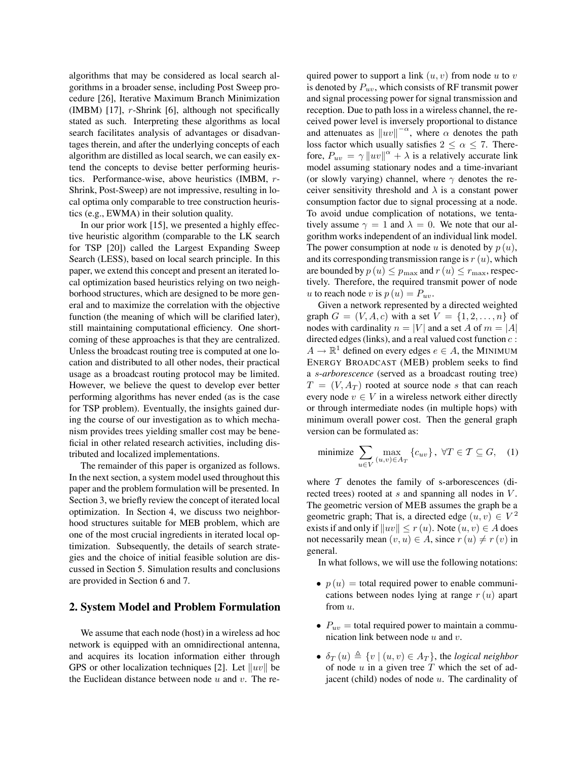algorithms that may be considered as local search algorithms in a broader sense, including Post Sweep procedure [26], Iterative Maximum Branch Minimization (IMBM) [17], $r$-Shrink [6], although not specifically stated as such. Interpreting these algorithms as local search facilitates analysis of advantages or disadvantages therein, and after the underlying concepts of each algorithm are distilled as local search, we can easily extend the concepts to devise better performing heuristics. Performance-wise, above heuristics (IMBM, $r$-Shrink, Post-Sweep) are not impressive, resulting in local optima only comparable to tree construction heuristics (e.g., EWMA) in their solution quality.

In our prior work [15], we presented a highly effective heuristic algorithm (comparable to the LK search for TSP [20]) called the Largest Expanding Sweep Search (LESS), based on local search principle. In this paper, we extend this concept and present an iterated local optimization based heuristics relying on two neighborhood structures, which are designed to be more general and to maximize the correlation with the objective function (the meaning of which will be clarified later), still maintaining computational efficiency. One shortcoming of these approaches is that they are centralized. Unless the broadcast routing tree is computed at one location and distributed to all other nodes, their practical usage as a broadcast routing protocol may be limited. However, we believe the quest to develop ever better performing algorithms has never ended (as is the case for TSP problem). Eventually, the insights gained during the course of our investigation as to which mechanism provides trees yielding smaller cost may be beneficial in other related research activities, including distributed and localized implementations.

The remainder of this paper is organized as follows. In the next section, a system model used throughout this paper and the problem formulation will be presented. In Section 3, we briefly review the concept of iterated local optimization. In Section 4, we discuss two neighborhood structures suitable for MEB problem, which are one of the most crucial ingredients in iterated local optimization. Subsequently, the details of search strategies and the choice of initial feasible solution are discussed in Section 5. Simulation results and conclusions are provided in Section 6 and 7.

## 2. System Model and Problem Formulation

We assume that each node (host) in a wireless ad hoc network is equipped with an omnidirectional antenna, and acquires its location information either through GPS or other localization techniques [2]. Let $\|uv\|$ be the Euclidean distance between node $u$ and $v$. The required power to support a link $(u, v)$ from node $u$ to $v$ is denoted by $P_{uv}$, which consists of RF transmit power and signal processing power for signal transmission and reception. Due to path loss in a wireless channel, the received power level is inversely proportional to distance and attenuates as $\|uv\|^{-\alpha}$, where $\alpha$ denotes the path loss factor which usually satisfies $2 \leq \alpha \leq 7$. Therefore, $P_{uv} = \gamma \|uv\|^{\alpha} + \lambda$ is a relatively accurate link model assuming stationary nodes and a time-invariant (or slowly varying) channel, where $\gamma$ denotes the receiver sensitivity threshold and $\lambda$ is a constant power consumption factor due to signal processing at a node. To avoid undue complication of notations, we tentatively assume $\gamma = 1$ and $\lambda = 0$. We note that our algorithm works independent of an individual link model. The power consumption at node $u$ is denoted by $p(u)$, and its corresponding transmission range is $r(u)$, which are bounded by $p(u) \leq p_{\max}$ and $r(u) \leq r_{\max}$, respectively. Therefore, the required transmit power of node $u$ to reach node $v$ is $p(u) = P_{uv}$.

Given a network represented by a directed weighted graph $G = (V, A, c)$ with a set $V = \{1, 2, \ldots, n\}$ of nodes with cardinality $n = |V|$ and a set $A$ of $m = |A|$ directed edges (links), and a real valued cost function $c : A \to \mathbb{R}^1$ defined on every edges $e \in A$, the MINIMUM ENERGY BROADCAST (MEB) problem seeks to find a *s-arborescence* (served as a broadcast routing tree) $T = (V, A_T)$ rooted at source node $s$ that can reach every node $v \in V$ in a wireless network either directly or through intermediate nodes (in multiple hops) with minimum overall power cost. Then the general graph version can be formulated as:

$$\text{minimize} \sum_{u \in V} \max_{(u,v) \in A_T} \{c_{uv}\}, \ \forall T \in \mathcal{T} \subseteq G, \quad (1)$$

where $\mathcal{T}$ denotes the family of s-arborescences (directed trees) rooted at $s$ and spanning all nodes in $V$. The geometric version of MEB assumes the graph be a geometric graph; That is, a directed edge $(u, v) \in V^2$ exists if and only if $\|uv\| \leq r(u)$. Note $(u, v) \in A$ does not necessarily mean $(v, u) \in A$, since $r(u) \neq r(v)$ in general.

In what follows, we will use the following notations:

- $p(u)$ = total required power to enable communications between nodes lying at range $r(u)$ apart from $u$.
- $P_{uv}$ = total required power to maintain a communication link between node $u$ and $v$.
- $\delta_T(u) \triangleq \{v \mid (u, v) \in A_T\}$, the *logical neighbor* of node $u$ in a given tree $T$ which the set of adjacent (child) nodes of node $u$. The cardinality of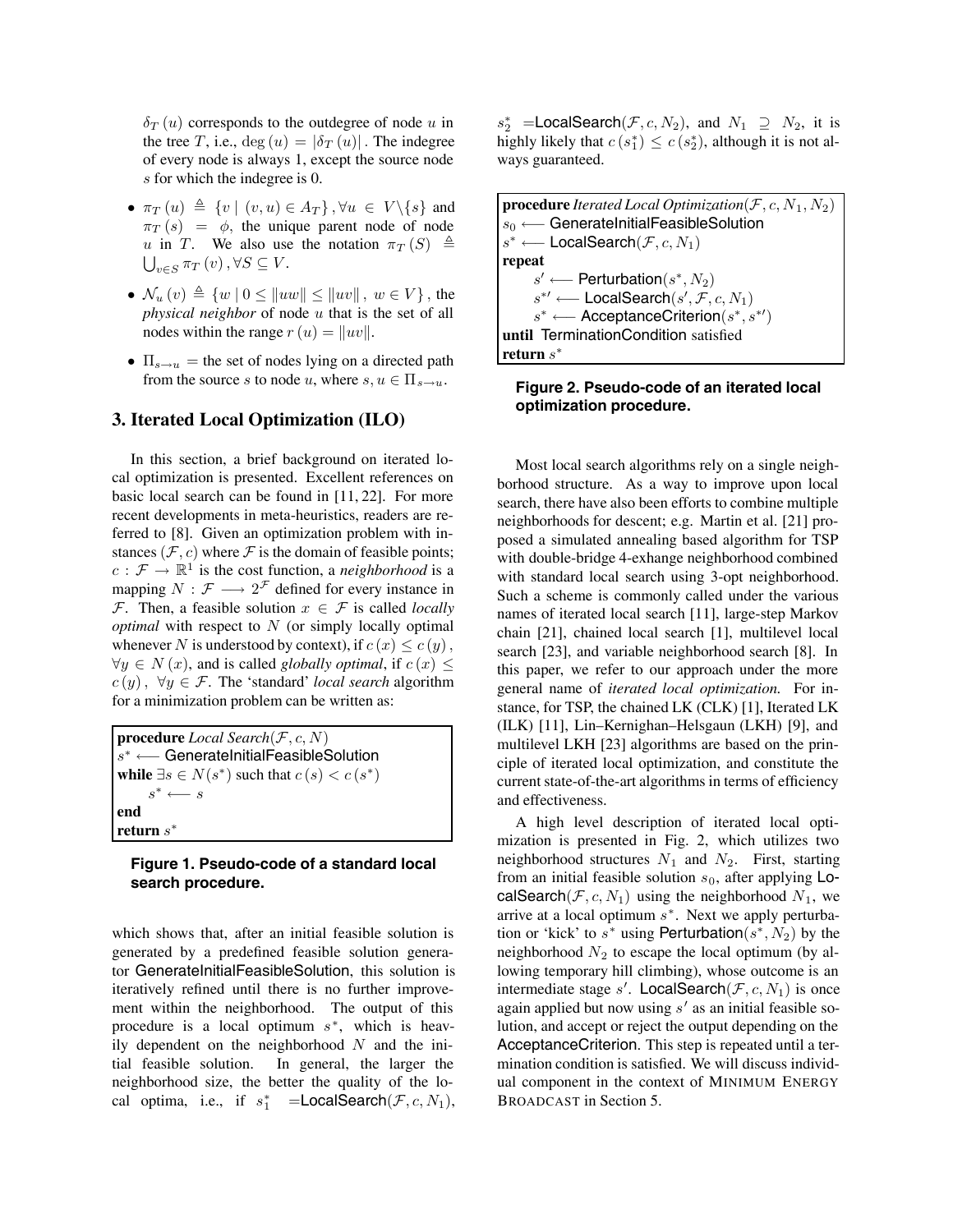$\delta_T(u)$ corresponds to the outdegree of node $u$ in the tree $T$, i.e., $\deg(u) = |\delta_T(u)|$. The indegree of every node is always 1, except the source node $s$ for which the indegree is 0.

- $\pi_T(u) \triangleq \{v \mid (v,u) \in A_T\}, \forall u \in V \backslash \{s\}$ and $\pi_T(s) = \phi$, the unique parent node of node $u$ in $T$. We also use the notation $\pi_T(S) \triangleq \bigcup_{v \in S} \pi_T(v), \forall S \subseteq V$.
- $\mathcal{N}_u(v) \triangleq \{w \mid 0 \leq \|uw\| \leq \|uv\|, \ w \in V\}$, the *physical neighbor* of node $u$ that is the set of all nodes within the range $r(u) = \|uv\|$.
- $\Pi_{s \to u}$ = the set of nodes lying on a directed path from the source $s$ to node $u$, where $s, u \in \Pi_{s \to u}$.

## 3. Iterated Local Optimization (ILO)

In this section, a brief background on iterated local optimization is presented. Excellent references on basic local search can be found in [11, 22]. For more recent developments in meta-heuristics, readers are referred to [8]. Given an optimization problem with instances $(\mathcal{F}, c)$ where $\mathcal{F}$ is the domain of feasible points; $c : \mathcal{F} \to \mathbb{R}^1$ is the cost function, a *neighborhood* is a mapping $N : \mathcal{F} \longrightarrow 2^{\mathcal{F}}$ defined for every instance in $\mathcal{F}$. Then, a feasible solution $x \in \mathcal{F}$ is called *locally optimal* with respect to $N$ (or simply locally optimal whenever $N$ is understood by context), if $c(x) \leq c(y)$, $\forall y \in N(x)$, and is called *globally optimal*, if $c(x) \leq c(y)$, $\forall y \in \mathcal{F}$. The 'standard' *local search* algorithm for a minimization problem can be written as:

```
procedure Local Search(F, c, N)
s* ⟵ GenerateInitialFeasibleSolution
while ∃s ∈ N(s*) such that c(s) < c(s*)
    s* ⟵ s
end
return s*
```

**Figure 1. Pseudo-code of a standard local search procedure.**

which shows that, after an initial feasible solution is generated by a predefined feasible solution generator GenerateInitialFeasibleSolution, this solution is iteratively refined until there is no further improvement within the neighborhood. The output of this procedure is a local optimum $s^*$, which is heavily dependent on the neighborhood $N$ and the initial feasible solution. In general, the larger the neighborhood size, the better the quality of the local optima, i.e., if $s_1^*$ =LocalSearch$(\mathcal{F}, c, N_1)$, $s_2^*$ =LocalSearch$(\mathcal{F}, c, N_2)$, and $N_1 \supseteq N_2$, it is highly likely that $c(s_1^*) \leq c(s_2^*)$, although it is not always guaranteed.

```
procedure Iterated Local Optimization(F, c, N1, N2)
s0 ⟵ GenerateInitialFeasibleSolution
s* ⟵ LocalSearch(F, c, N1)
repeat
    s' ⟵ Perturbation(s*, N2)
    s*' ⟵ LocalSearch(s', F, c, N1)
    s* ⟵ AcceptanceCriterion(s*, s*')
until TerminationCondition satisfied
return s*
```

**Figure 2. Pseudo-code of an iterated local optimization procedure.**

Most local search algorithms rely on a single neighborhood structure. As a way to improve upon local search, there have also been efforts to combine multiple neighborhoods for descent; e.g. Martin et al. [21] proposed a simulated annealing based algorithm for TSP with double-bridge 4-exhange neighborhood combined with standard local search using 3-opt neighborhood. Such a scheme is commonly called under the various names of iterated local search [11], large-step Markov chain [21], chained local search [1], multilevel local search [23], and variable neighborhood search [8]. In this paper, we refer to our approach under the more general name of *iterated local optimization.* For instance, for TSP, the chained LK (CLK) [1], Iterated LK (ILK) [11], Lin–Kernighan–Helsgaun (LKH) [9], and multilevel LKH [23] algorithms are based on the principle of iterated local optimization, and constitute the current state-of-the-art algorithms in terms of efficiency and effectiveness.

A high level description of iterated local optimization is presented in Fig. 2, which utilizes two neighborhood structures $N_1$ and $N_2$. First, starting from an initial feasible solution $s_0$, after applying LocalSearch$(\mathcal{F}, c, N_1)$ using the neighborhood $N_1$, we arrive at a local optimum $s^*$. Next we apply perturbation or 'kick' to $s^*$ using Perturbation$(s^*, N_2)$ by the neighborhood $N_2$ to escape the local optimum (by allowing temporary hill climbing), whose outcome is an intermediate stage $s'$. LocalSearch$(\mathcal{F}, c, N_1)$ is once again applied but now using $s'$ as an initial feasible solution, and accept or reject the output depending on the AcceptanceCriterion. This step is repeated until a termination condition is satisfied. We will discuss individual component in the context of MINIMUM ENERGY BROADCAST in Section 5.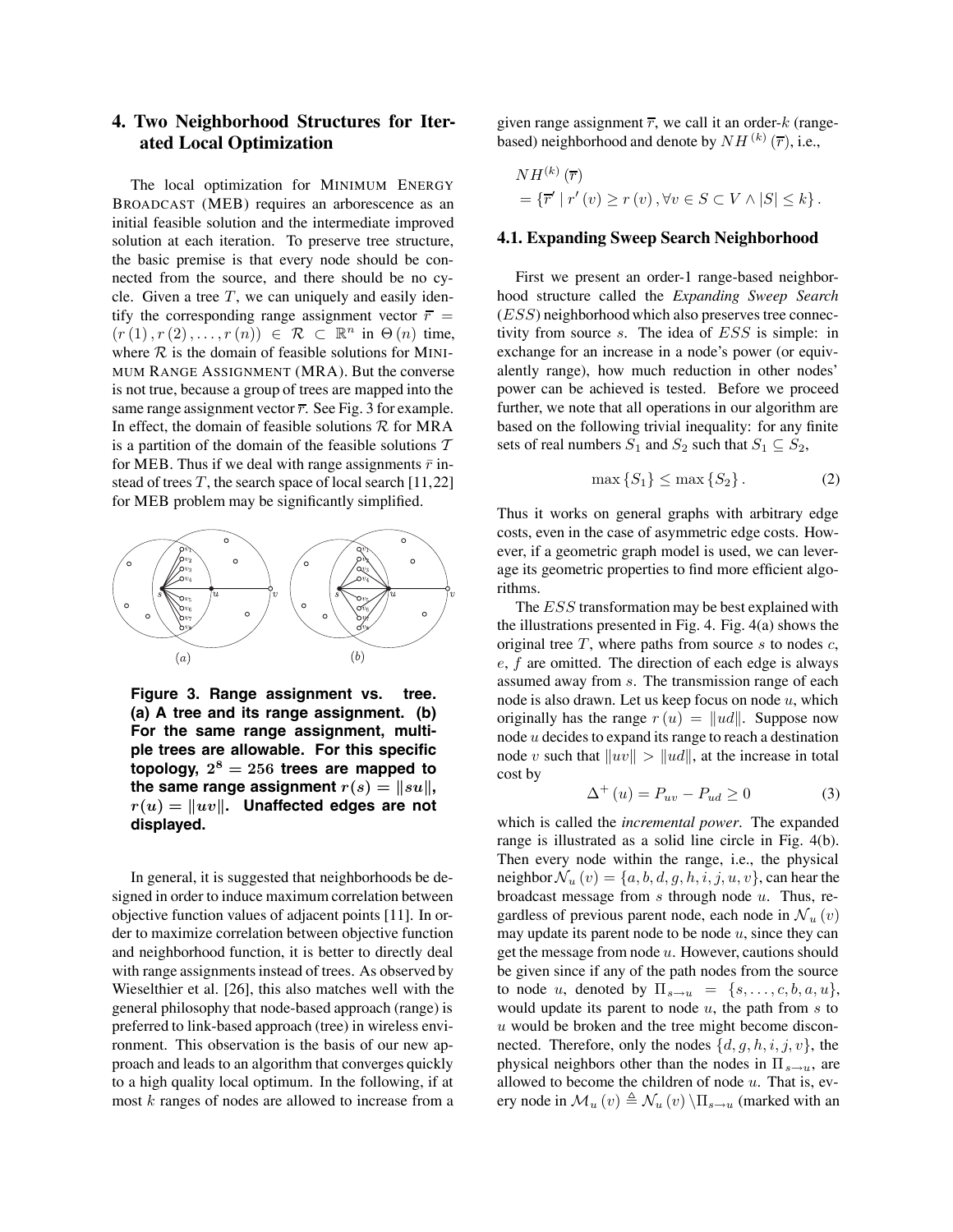## 4. Two Neighborhood Structures for Iterated Local Optimization

The local optimization for MINIMUM ENERGY BROADCAST (MEB) requires an arborescence as an initial feasible solution and the intermediate improved solution at each iteration. To preserve tree structure, the basic premise is that every node should be connected from the source, and there should be no cycle. Given a tree $T$, we can uniquely and easily identify the corresponding range assignment vector $\overline{r} = (r(1), r(2), \ldots, r(n)) \in \mathcal{R} \subset \mathbb{R}^n$ in $\Theta(n)$ time, where $\mathcal{R}$ is the domain of feasible solutions for MINIMUM RANGE ASSIGNMENT (MRA). But the converse is not true, because a group of trees are mapped into the same range assignment vector $\overline{r}$. See Fig. 3 for example. In effect, the domain of feasible solutions $\mathcal{R}$ for MRA is a partition of the domain of the feasible solutions $\mathcal{T}$ for MEB. Thus if we deal with range assignments $\bar{r}$ instead of trees $T$, the search space of local search [11,22] for MEB problem may be significantly simplified.

**Figure 3. Range assignment vs. tree. (a) A tree and its range assignment. (b) For the same range assignment, multiple trees are allowable. For this specific topology, $2^8 = 256$ trees are mapped to the same range assignment $r(s) = \|su\|$, $r(u) = \|uv\|$. Unaffected edges are not displayed.**

In general, it is suggested that neighborhoods be designed in order to induce maximum correlation between objective function values of adjacent points [11]. In order to maximize correlation between objective function and neighborhood function, it is better to directly deal with range assignments instead of trees. As observed by Wieselthier et al. [26], this also matches well with the general philosophy that node-based approach (range) is preferred to link-based approach (tree) in wireless environment. This observation is the basis of our new approach and leads to an algorithm that converges quickly to a high quality local optimum. In the following, if at most $k$ ranges of nodes are allowed to increase from a given range assignment $\overline{r}$, we call it an order-$k$ (range-based) neighborhood and denote by $NH^{(k)}(\overline{r})$, i.e.,

$$NH^{(k)}(\overline{r}) = \{\overline{r}' \mid r'(v) \geq r(v), \forall v \in S \subset V \wedge |S| \leq k\}.$$

### 4.1. Expanding Sweep Search Neighborhood

First we present an order-1 range-based neighborhood structure called the *Expanding Sweep Search* ($ESS$) neighborhood which also preserves tree connectivity from source $s$. The idea of $ESS$ is simple: in exchange for an increase in a node's power (or equivalently range), how much reduction in other nodes' power can be achieved is tested. Before we proceed further, we note that all operations in our algorithm are based on the following trivial inequality: for any finite sets of real numbers $S_1$ and $S_2$ such that $S_1 \subseteq S_2$,

$$\max\{S_1\} \leq \max\{S_2\}. \tag{2}$$

Thus it works on general graphs with arbitrary edge costs, even in the case of asymmetric edge costs. However, if a geometric graph model is used, we can leverage its geometric properties to find more efficient algorithms.

The $ESS$ transformation may be best explained with the illustrations presented in Fig. 4. Fig. 4(a) shows the original tree $T$, where paths from source $s$ to nodes $c$, $e$, $f$ are omitted. The direction of each edge is always assumed away from $s$. The transmission range of each node is also drawn. Let us keep focus on node $u$, which originally has the range $r(u) = \|ud\|$. Suppose now node $u$ decides to expand its range to reach a destination node $v$ such that $\|uv\| > \|ud\|$, at the increase in total cost by

$$\Delta^+(u) = P_{uv} - P_{ud} \geq 0 \tag{3}$$

which is called the *incremental power*. The expanded range is illustrated as a solid line circle in Fig. 4(b). Then every node within the range, i.e., the physical neighbor $\mathcal{N}_u(v) = \{a, b, d, g, h, i, j, u, v\}$, can hear the broadcast message from $s$ through node $u$. Thus, regardless of previous parent node, each node in $\mathcal{N}_u(v)$ may update its parent node to be node $u$, since they can get the message from node $u$. However, cautions should be given since if any of the path nodes from the source to node $u$, denoted by $\Pi_{s \to u} = \{s, \ldots, c, b, a, u\}$, would update its parent to node $u$, the path from $s$ to $u$ would be broken and the tree might become disconnected. Therefore, only the nodes $\{d, g, h, i, j, v\}$, the physical neighbors other than the nodes in $\Pi_{s \to u}$, are allowed to become the children of node $u$. That is, every node in $\mathcal{M}_u(v) \triangleq \mathcal{N}_u(v) \backslash \Pi_{s \to u}$ (marked with an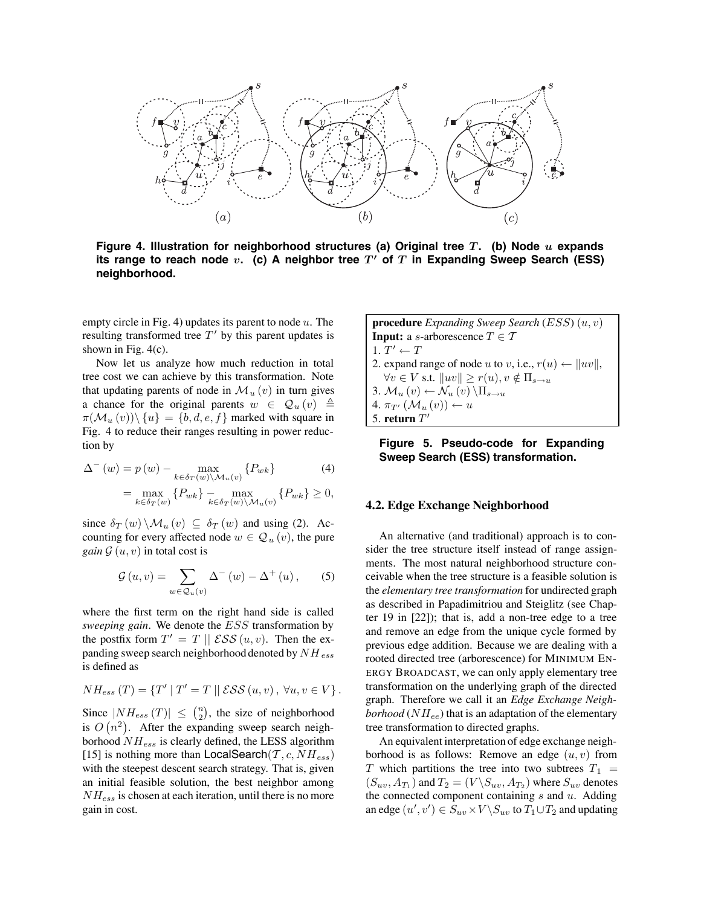Figure 4. Illustration for neighborhood structures (a) Original tree $T$. (b) Node $u$ expands its range to reach node $v$. (c) A neighbor tree $T'$ of $T$ in Expanding Sweep Search (ESS) neighborhood.

empty circle in Fig. 4) updates its parent to node $u$. The resulting transformed tree $T'$ by this parent updates is shown in Fig. 4(c).

Now let us analyze how much reduction in total tree cost we can achieve by this transformation. Note that updating parents of node in $\mathcal{M}_u(v)$ in turn gives a chance for the original parents $w \in \mathcal{Q}_u(v) \triangleq \pi(\mathcal{M}_u(v)) \setminus \{u\} = \{b, d, e, f\}$ marked with square in Fig. 4 to reduce their ranges resulting in power reduction by

$$\Delta^-(w) = p(w) - \max_{k \in \delta_T(w) \setminus \mathcal{M}_u(v)} \{P_{wk}\} \tag{4}$$

$$= \max_{k \in \delta_T(w)} \{P_{wk}\} - \max_{k \in \delta_T(w) \setminus \mathcal{M}_u(v)} \{P_{wk}\} \geq 0,$$

since $\delta_T(w) \setminus \mathcal{M}_u(v) \subseteq \delta_T(w)$ and using (2). Accounting for every affected node $w \in \mathcal{Q}_u(v)$, the pure *gain* $\mathcal{G}(u, v)$ in total cost is

$$\mathcal{G}(u, v) = \sum_{w \in \mathcal{Q}_u(v)} \Delta^-(w) - \Delta^+(u), \tag{5}$$

where the first term on the right hand side is called *sweeping gain*. We denote the $ESS$ transformation by the postfix form $T' = T \parallel \mathcal{ESS}(u, v)$. Then the expanding sweep search neighborhood denoted by $NH_{ess}$ is defined as

$$NH_{ess}(T) = \{T' \mid T' = T \parallel \mathcal{ESS}(u, v),\ \forall u, v \in V\}.$$

Since $|NH_{ess}(T)| \leq \binom{n}{2}$, the size of neighborhood is $O(n^2)$. After the expanding sweep search neighborhood $NH_{ess}$ is clearly defined, the LESS algorithm [15] is nothing more than $\mathsf{LocalSearch}(\mathcal{T}, c, NH_{ess})$ with the steepest descent search strategy. That is, given an initial feasible solution, the best neighbor among $NH_{ess}$ is chosen at each iteration, until there is no more gain in cost.

```
procedure Expanding Sweep Search (ESS) (u, v)
Input: a s-arborescence T ∈ 𝒯
1. T' ← T
2. expand range of node u to v, i.e., r(u) ← ‖uv‖,
   ∀v ∈ V s.t. ‖uv‖ ≥ r(u), v ∉ Π_{s→u}
3. 𝓜_u(v) ← 𝓝_u(v) \ Π_{s→u}
4. π_{T'}(𝓜_u(v)) ← u
5. return T'
```

**Figure 5. Pseudo-code for Expanding Sweep Search (ESS) transformation.**

### 4.2. Edge Exchange Neighborhood

An alternative (and traditional) approach is to consider the tree structure itself instead of range assignments. The most natural neighborhood structure conceivable when the tree structure is a feasible solution is the *elementary tree transformation* for undirected graph as described in Papadimitriou and Steiglitz (see Chapter 19 in [22]); that is, add a non-tree edge to a tree and remove an edge from the unique cycle formed by previous edge addition. Because we are dealing with a rooted directed tree (arborescence) for MINIMUM ENERGY BROADCAST, we can only apply elementary tree transformation on the underlying graph of the directed graph. Therefore we call it an *Edge Exchange Neighborhood* ($NH_{ee}$) that is an adaptation of the elementary tree transformation to directed graphs.

An equivalent interpretation of edge exchange neighborhood is as follows: Remove an edge $(u, v)$ from $T$ which partitions the tree into two subtrees $T_1 = (S_{uv}, A_{T_1})$ and $T_2 = (V \setminus S_{uv}, A_{T_2})$ where $S_{uv}$ denotes the connected component containing $s$ and $u$. Adding an edge $(u', v') \in S_{uv} \times V \setminus S_{uv}$ to $T_1 \cup T_2$ and updating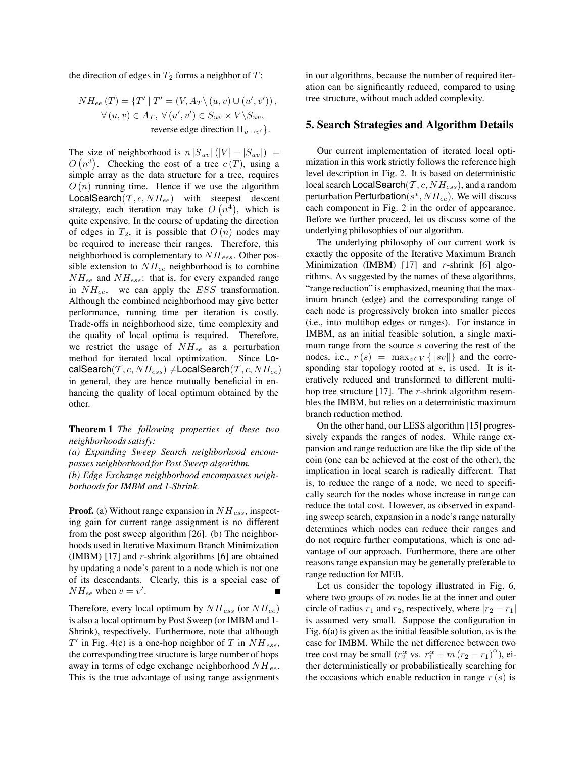the direction of edges in $T_2$ forms a neighbor of $T$:

$$NH_{ee}(T) = \{T' \mid T' = (V, A_T \backslash (u,v) \cup (u',v')), \\ \forall (u,v) \in A_T,\ \forall (u',v') \in S_{uv} \times V \backslash S_{uv}, \\ \text{reverse edge direction } \Pi_{v \to v'}\}.$$

The size of neighborhood is $n|S_{uv}|(|V| - |S_{uv}|) = O(n^3)$. Checking the cost of a tree $c(T)$, using a simple array as the data structure for a tree, requires $O(n)$ running time. Hence if we use the algorithm LocalSearch($\mathcal{T}, c, NH_{ee}$) with steepest descent strategy, each iteration may take $O(n^4)$, which is quite expensive. In the course of updating the direction of edges in $T_2$, it is possible that $O(n)$ nodes may be required to increase their ranges. Therefore, this neighborhood is complementary to $NH_{ess}$. Other possible extension to $NH_{ee}$ neighborhood is to combine $NH_{ee}$ and $NH_{ess}$: that is, for every expanded range in $NH_{ee}$, we can apply the $ESS$ transformation. Although the combined neighborhood may give better performance, running time per iteration is costly. Trade-offs in neighborhood size, time complexity and the quality of local optima is required. Therefore, we restrict the usage of $NH_{ee}$ as a perturbation method for iterated local optimization. Since LocalSearch($\mathcal{T}, c, NH_{ess}$) $\neq$LocalSearch($\mathcal{T}, c, NH_{ee}$) in general, they are hence mutually beneficial in enhancing the quality of local optimum obtained by the other.

**Theorem 1** *The following properties of these two neighborhoods satisfy:*
*(a) Expanding Sweep Search neighborhood encompasses neighborhood for Post Sweep algorithm.*
*(b) Edge Exchange neighborhood encompasses neighborhoods for IMBM and 1-Shrink.*

**Proof.** (a) Without range expansion in $NH_{ess}$, inspecting gain for current range assignment is no different from the post sweep algorithm [26]. (b) The neighborhoods used in Iterative Maximum Branch Minimization (IMBM) [17] and $r$-shrink algorithms [6] are obtained by updating a node's parent to a node which is not one of its descendants. Clearly, this is a special case of $NH_{ee}$ when $v = v'$. ■

Therefore, every local optimum by $NH_{ess}$ (or $NH_{ee}$) is also a local optimum by Post Sweep (or IMBM and 1-Shrink), respectively. Furthermore, note that although $T'$ in Fig. 4(c) is a one-hop neighbor of $T$ in $NH_{ess}$, the corresponding tree structure is large number of hops away in terms of edge exchange neighborhood $NH_{ee}$. This is the true advantage of using range assignments in our algorithms, because the number of required iteration can be significantly reduced, compared to using tree structure, without much added complexity.

## 5. Search Strategies and Algorithm Details

Our current implementation of iterated local optimization in this work strictly follows the reference high level description in Fig. 2. It is based on deterministic local search LocalSearch($\mathcal{T}, c, NH_{ess}$), and a random perturbation Perturbation($s^*, NH_{ee}$). We will discuss each component in Fig. 2 in the order of appearance. Before we further proceed, let us discuss some of the underlying philosophies of our algorithm.

The underlying philosophy of our current work is exactly the opposite of the Iterative Maximum Branch Minimization (IMBM) [17] and $r$-shrink [6] algorithms. As suggested by the names of these algorithms, "range reduction" is emphasized, meaning that the maximum branch (edge) and the corresponding range of each node is progressively broken into smaller pieces (i.e., into multihop edges or ranges). For instance in IMBM, as an initial feasible solution, a single maximum range from the source $s$ covering the rest of the nodes, i.e., $r(s) = \max_{v \in V}\{\|sv\|\}$ and the corresponding star topology rooted at $s$, is used. It is iteratively reduced and transformed to different multihop tree structure [17]. The $r$-shrink algorithm resembles the IMBM, but relies on a deterministic maximum branch reduction method.

On the other hand, our LESS algorithm [15] progressively expands the ranges of nodes. While range expansion and range reduction are like the flip side of the coin (one can be achieved at the cost of the other), the implication in local search is radically different. That is, to reduce the range of a node, we need to specifically search for the nodes whose increase in range can reduce the total cost. However, as observed in expanding sweep search, expansion in a node's range naturally determines which nodes can reduce their ranges and do not require further computations, which is one advantage of our approach. Furthermore, there are other reasons range expansion may be generally preferable to range reduction for MEB.

Let us consider the topology illustrated in Fig. 6, where two groups of $m$ nodes lie at the inner and outer circle of radius $r_1$ and $r_2$, respectively, where $|r_2 - r_1|$ is assumed very small. Suppose the configuration in Fig. 6(a) is given as the initial feasible solution, as is the case for IMBM. While the net difference between two tree cost may be small ($r_2^\alpha$ vs. $r_1^\alpha + m(r_2 - r_1)^\alpha$), either deterministically or probabilistically searching for the occasions which enable reduction in range $r(s)$ is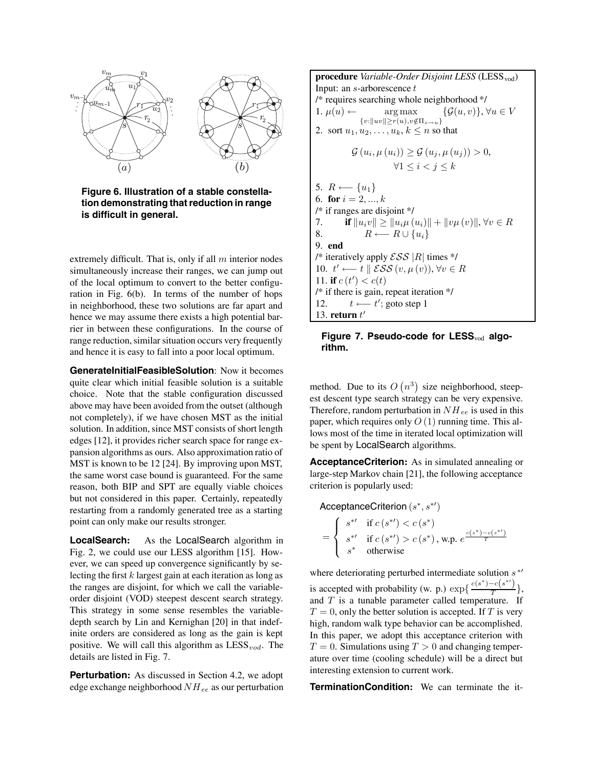**Figure 6. Illustration of a stable constellation demonstrating that reduction in range is difficult in general.**

extremely difficult. That is, only if all $m$ interior nodes simultaneously increase their ranges, we can jump out of the local optimum to convert to the better configuration in Fig. 6(b). In terms of the number of hops in neighborhood, these two solutions are far apart and hence we may assume there exists a high potential barrier in between these configurations. In the course of range reduction, similar situation occurs very frequently and hence it is easy to fall into a poor local optimum.

**GenerateInitialFeasibleSolution**: Now it becomes quite clear which initial feasible solution is a suitable choice. Note that the stable configuration discussed above may have been avoided from the outset (although not completely), if we have chosen MST as the initial solution. In addition, since MST consists of short length edges [12], it provides richer search space for range expansion algorithms as ours. Also approximation ratio of MST is known to be 12 [24]. By improving upon MST, the same worst case bound is guaranteed. For the same reason, both BIP and SPT are equally viable choices but not considered in this paper. Certainly, repeatedly restarting from a randomly generated tree as a starting point can only make our results stronger.

**LocalSearch:** As the LocalSearch algorithm in Fig. 2, we could use our LESS algorithm [15]. However, we can speed up convergence significantly by selecting the first $k$ largest gain at each iteration as long as the ranges are disjoint, for which we call the variable-order disjoint (VOD) steepest descent search strategy. This strategy in some sense resembles the variable-depth search by Lin and Kernighan [20] in that indefinite orders are considered as long as the gain is kept positive. We will call this algorithm as $\text{LESS}_{vod}$. The details are listed in Fig. 7.

**Perturbation:** As discussed in Section 4.2, we adopt edge exchange neighborhood $NH_{ee}$ as our perturbation method. Due to its $O(n^3)$ size neighborhood, steepest descent type search strategy can be very expensive. Therefore, random perturbation in $NH_{ee}$ is used in this paper, which requires only $O(1)$ running time. This allows most of the time in iterated local optimization will be spent by LocalSearch algorithms.

```
procedure Variable-Order Disjoint LESS (LESS_vod)
Input: an s-arborescence t
/* requires searching whole neighborhood */
1. μ(u) ← argmax_{v:||uv||≥r(u), v∉Π_{s→u}} {G(u,v)}, ∀u ∈ V
2. sort u_1, u_2, ..., u_k, k ≤ n so that
       G(u_i, μ(u_i)) ≥ G(u_j, μ(u_j)) > 0,
       ∀1 ≤ i < j ≤ k
5. R ⟵ {u_1}
6. for i = 2, ..., k
/* if ranges are disjoint */
7.     if ||u_i v|| ≥ ||u_i μ(u_i)|| + ||v μ(v)||, ∀v ∈ R
8.         R ⟵ R ∪ {u_i}
9. end
/* iteratively apply ESS |R| times */
10. t' ⟵ t || ESS(v, μ(v)), ∀v ∈ R
11. if c(t') < c(t)
/* if there is gain, repeat iteration */
12.     t ⟵ t'; goto step 1
13. return t'
```

**Figure 7. Pseudo-code for $\text{LESS}_{vod}$ algorithm.**

**AcceptanceCriterion:** As in simulated annealing or large-step Markov chain [21], the following acceptance criterion is popularly used:

$$\text{AcceptanceCriterion}\left(s^*, s^{*\prime}\right) = \begin{cases} s^{*\prime} & \text{if } c\left(s^{*\prime}\right) < c\left(s^*\right) \\ s^{*\prime} & \text{if } c\left(s^{*\prime}\right) > c\left(s^*\right), \text{ w.p. } e^{\frac{c(s^*)-c(s^{*\prime})}{T}} \\ s^* & \text{otherwise} \end{cases}$$

where deteriorating perturbed intermediate solution $s^{*\prime}$ is accepted with probability (w. p.) $\exp\{\frac{c(s^*)-c(s^{*\prime})}{T}\}$, and $T$ is a tunable parameter called temperature. If $T = 0$, only the better solution is accepted. If $T$ is very high, random walk type behavior can be accomplished. In this paper, we adopt this acceptance criterion with $T = 0$. Simulations using $T > 0$ and changing temperature over time (cooling schedule) will be a direct but interesting extension to current work.

**TerminationCondition:** We can terminate the it-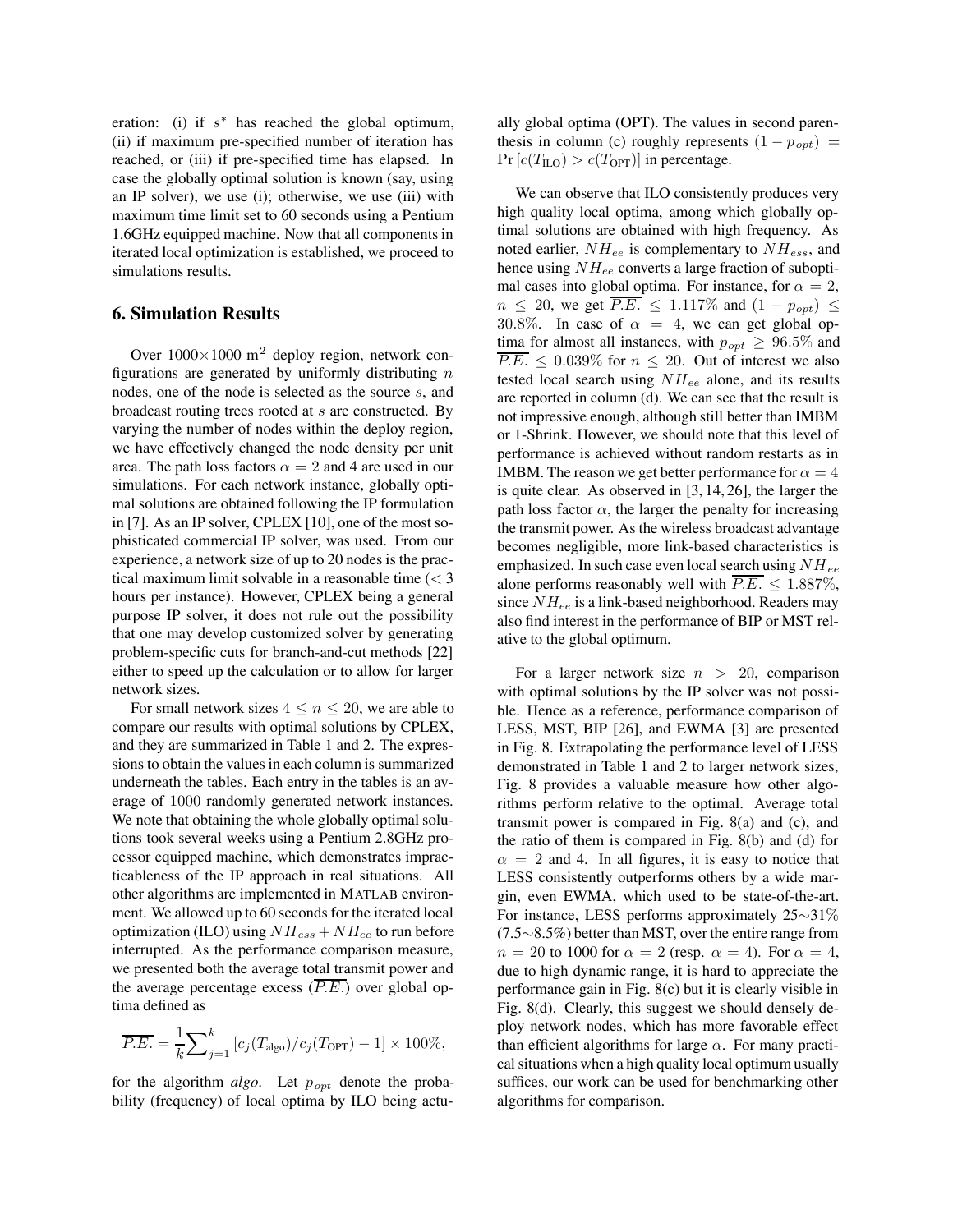eration: (i) if $s^*$ has reached the global optimum, (ii) if maximum pre-specified number of iteration has reached, or (iii) if pre-specified time has elapsed. In case the globally optimal solution is known (say, using an IP solver), we use (i); otherwise, we use (iii) with maximum time limit set to 60 seconds using a Pentium 1.6GHz equipped machine. Now that all components in iterated local optimization is established, we proceed to simulations results.

## 6. Simulation Results

Over $1000 \times 1000$ m$^2$ deploy region, network configurations are generated by uniformly distributing $n$ nodes, one of the node is selected as the source $s$, and broadcast routing trees rooted at $s$ are constructed. By varying the number of nodes within the deploy region, we have effectively changed the node density per unit area. The path loss factors $\alpha = 2$ and 4 are used in our simulations. For each network instance, globally optimal solutions are obtained following the IP formulation in [7]. As an IP solver, CPLEX [10], one of the most sophisticated commercial IP solver, was used. From our experience, a network size of up to 20 nodes is the practical maximum limit solvable in a reasonable time ($< 3$ hours per instance). However, CPLEX being a general purpose IP solver, it does not rule out the possibility that one may develop customized solver by generating problem-specific cuts for branch-and-cut methods [22] either to speed up the calculation or to allow for larger network sizes.

For small network sizes $4 \leq n \leq 20$, we are able to compare our results with optimal solutions by CPLEX, and they are summarized in Table 1 and 2. The expressions to obtain the values in each column is summarized underneath the tables. Each entry in the tables is an average of 1000 randomly generated network instances. We note that obtaining the whole globally optimal solutions took several weeks using a Pentium 2.8GHz processor equipped machine, which demonstrates impracticableness of the IP approach in real situations. All other algorithms are implemented in MATLAB environment. We allowed up to 60 seconds for the iterated local optimization (ILO) using $NH_{ess} + NH_{ee}$ to run before interrupted. As the performance comparison measure, we presented both the average total transmit power and the average percentage excess ($\overline{P.E.}$) over global optima defined as

$$\overline{P.E.} = \frac{1}{k}\sum_{j=1}^{k} \left[c_j(T_{\text{algo}})/c_j(T_{\text{OPT}}) - 1\right] \times 100\%,$$

for the algorithm *algo*. Let $p_{opt}$ denote the probability (frequency) of local optima by ILO being actually global optima (OPT). The values in second parenthesis in column (c) roughly represents $(1 - p_{opt}) = \Pr\left[c(T_{\text{ILO}}) > c(T_{\text{OPT}})\right]$ in percentage.

We can observe that ILO consistently produces very high quality local optima, among which globally optimal solutions are obtained with high frequency. As noted earlier, $NH_{ee}$ is complementary to $NH_{ess}$, and hence using $NH_{ee}$ converts a large fraction of suboptimal cases into global optima. For instance, for $\alpha = 2$, $n \leq 20$, we get $\overline{P.E.} \leq 1.117\%$ and $(1 - p_{opt}) \leq 30.8\%$. In case of $\alpha = 4$, we can get global optima for almost all instances, with $p_{opt} \geq 96.5\%$ and $\overline{P.E.} \leq 0.039\%$ for $n \leq 20$. Out of interest we also tested local search using $NH_{ee}$ alone, and its results are reported in column (d). We can see that the result is not impressive enough, although still better than IMBM or 1-Shrink. However, we should note that this level of performance is achieved without random restarts as in IMBM. The reason we get better performance for $\alpha = 4$ is quite clear. As observed in [3, 14, 26], the larger the path loss factor $\alpha$, the larger the penalty for increasing the transmit power. As the wireless broadcast advantage becomes negligible, more link-based characteristics is emphasized. In such case even local search using $NH_{ee}$ alone performs reasonably well with $\overline{P.E.} \leq 1.887\%$, since $NH_{ee}$ is a link-based neighborhood. Readers may also find interest in the performance of BIP or MST relative to the global optimum.

For a larger network size $n > 20$, comparison with optimal solutions by the IP solver was not possible. Hence as a reference, performance comparison of LESS, MST, BIP [26], and EWMA [3] are presented in Fig. 8. Extrapolating the performance level of LESS demonstrated in Table 1 and 2 to larger network sizes, Fig. 8 provides a valuable measure how other algorithms perform relative to the optimal. Average total transmit power is compared in Fig. 8(a) and (c), and the ratio of them is compared in Fig. 8(b) and (d) for $\alpha = 2$ and 4. In all figures, it is easy to notice that LESS consistently outperforms others by a wide margin, even EWMA, which used to be state-of-the-art. For instance, LESS performs approximately 25$\sim$31% (7.5$\sim$8.5%) better than MST, over the entire range from $n = 20$ to 1000 for $\alpha = 2$ (resp. $\alpha = 4$). For $\alpha = 4$, due to high dynamic range, it is hard to appreciate the performance gain in Fig. 8(c) but it is clearly visible in Fig. 8(d). Clearly, this suggest we should densely deploy network nodes, which has more favorable effect than efficient algorithms for large $\alpha$. For many practical situations when a high quality local optimum usually suffices, our work can be used for benchmarking other algorithms for comparison.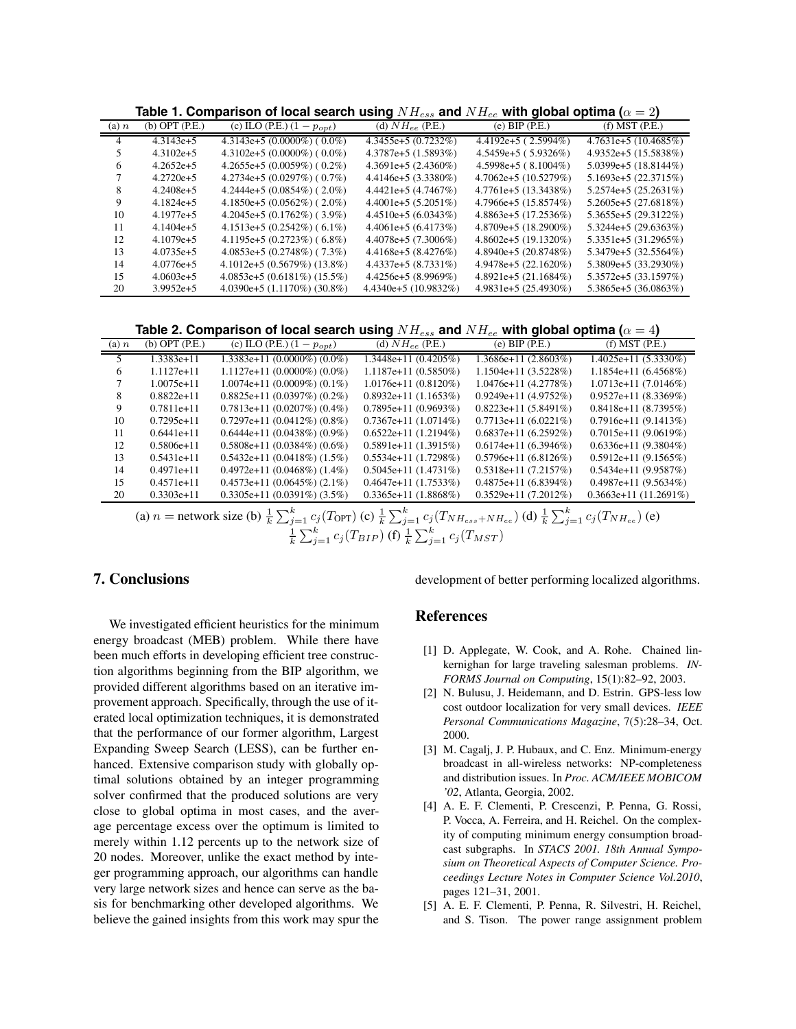**Table 1. Comparison of local search using $NH_{ess}$ and $NH_{ee}$ with global optima ($\alpha = 2$)**

| (a) $n$ | (b) OPT (P.E.) | (c) ILO (P.E.) $(1 - p_{opt})$ | (d) $NH_{ee}$ (P.E.) | (e) BIP (P.E.) | (f) MST (P.E.) |
|---|---|---|---|---|---|
| 4 | 4.3143e+5 | 4.3143e+5 (0.0000%) ( 0.0%) | 4.3455e+5 (0.7232%) | 4.4192e+5 ( 2.5994%) | 4.7631e+5 (10.4685%) |
| 5 | 4.3102e+5 | 4.3102e+5 (0.0000%) ( 0.0%) | 4.3787e+5 (1.5893%) | 4.5459e+5 ( 5.9326%) | 4.9352e+5 (15.5838%) |
| 6 | 4.2652e+5 | 4.2655e+5 (0.0059%) ( 0.2%) | 4.3691e+5 (2.4360%) | 4.5998e+5 ( 8.1004%) | 5.0399e+5 (18.8144%) |
| 7 | 4.2720e+5 | 4.2734e+5 (0.0297%) ( 0.7%) | 4.4146e+5 (3.3380%) | 4.7062e+5 (10.5279%) | 5.1693e+5 (22.3715%) |
| 8 | 4.2408e+5 | 4.2444e+5 (0.0854%) ( 2.0%) | 4.4421e+5 (4.7467%) | 4.7761e+5 (13.3438%) | 5.2574e+5 (25.2631%) |
| 9 | 4.1824e+5 | 4.1850e+5 (0.0562%) ( 2.0%) | 4.4001e+5 (5.2051%) | 4.7966e+5 (15.8574%) | 5.2605e+5 (27.6818%) |
| 10 | 4.1977e+5 | 4.2045e+5 (0.1762%) ( 3.9%) | 4.4510e+5 (6.0343%) | 4.8863e+5 (17.2536%) | 5.3655e+5 (29.3122%) |
| 11 | 4.1404e+5 | 4.1513e+5 (0.2542%) ( 6.1%) | 4.4061e+5 (6.4173%) | 4.8709e+5 (18.2900%) | 5.3244e+5 (29.6363%) |
| 12 | 4.1079e+5 | 4.1195e+5 (0.2723%) ( 6.8%) | 4.4078e+5 (7.3006%) | 4.8602e+5 (19.1320%) | 5.3351e+5 (31.2965%) |
| 13 | 4.0735e+5 | 4.0853e+5 (0.2748%) ( 7.3%) | 4.4168e+5 (8.4276%) | 4.8940e+5 (20.8748%) | 5.3479e+5 (32.5564%) |
| 14 | 4.0776e+5 | 4.1012e+5 (0.5679%) (13.8%) | 4.4337e+5 (8.7331%) | 4.9478e+5 (22.1620%) | 5.3809e+5 (33.2930%) |
| 15 | 4.0603e+5 | 4.0853e+5 (0.6181%) (15.5%) | 4.4256e+5 (8.9969%) | 4.8921e+5 (21.1684%) | 5.3572e+5 (33.1597%) |
| 20 | 3.9952e+5 | 4.0390e+5 (1.1170%) (30.8%) | 4.4340e+5 (10.9832%) | 4.9831e+5 (25.4930%) | 5.3865e+5 (36.0863%) |

**Table 2. Comparison of local search using $NH_{ess}$ and $NH_{ee}$ with global optima ($\alpha = 4$)**

| (a) $n$ | (b) OPT (P.E.) | (c) ILO (P.E.) $(1 - p_{opt})$ | (d) $NH_{ee}$ (P.E.) | (e) BIP (P.E.) | (f) MST (P.E.) |
|---|---|---|---|---|---|
| 5 | 1.3383e+11 | 1.3383e+11 (0.0000%) (0.0%) | 1.3448e+11 (0.4205%) | 1.3686e+11 (2.8603%) | 1.4025e+11 (5.3330%) |
| 6 | 1.1127e+11 | 1.1127e+11 (0.0000%) (0.0%) | 1.1187e+11 (0.5850%) | 1.1504e+11 (3.5228%) | 1.1854e+11 (6.4568%) |
| 7 | 1.0075e+11 | 1.0074e+11 (0.0009%) (0.1%) | 1.0176e+11 (0.8120%) | 1.0476e+11 (4.2778%) | 1.0713e+11 (7.0146%) |
| 8 | 0.8822e+11 | 0.8825e+11 (0.0397%) (0.2%) | 0.8932e+11 (1.1653%) | 0.9249e+11 (4.9752%) | 0.9527e+11 (8.3369%) |
| 9 | 0.7811e+11 | 0.7813e+11 (0.0207%) (0.4%) | 0.7895e+11 (0.9693%) | 0.8223e+11 (5.8491%) | 0.8418e+11 (8.7395%) |
| 10 | 0.7295e+11 | 0.7297e+11 (0.0412%) (0.8%) | 0.7367e+11 (1.0714%) | 0.7713e+11 (6.0221%) | 0.7916e+11 (9.1413%) |
| 11 | 0.6441e+11 | 0.6444e+11 (0.0438%) (0.9%) | 0.6522e+11 (1.2194%) | 0.6837e+11 (6.2592%) | 0.7015e+11 (9.0619%) |
| 12 | 0.5806e+11 | 0.5808e+11 (0.0384%) (0.6%) | 0.5891e+11 (1.3915%) | 0.6174e+11 (6.3946%) | 0.6336e+11 (9.3804%) |
| 13 | 0.5431e+11 | 0.5432e+11 (0.0418%) (1.5%) | 0.5534e+11 (1.7298%) | 0.5796e+11 (6.8126%) | 0.5912e+11 (9.1565%) |
| 14 | 0.4971e+11 | 0.4972e+11 (0.0468%) (1.4%) | 0.5045e+11 (1.4731%) | 0.5318e+11 (7.2157%) | 0.5434e+11 (9.9587%) |
| 15 | 0.4571e+11 | 0.4573e+11 (0.0645%) (2.1%) | 0.4647e+11 (1.7533%) | 0.4875e+11 (6.8394%) | 0.4987e+11 (9.5634%) |
| 20 | 0.3303e+11 | 0.3305e+11 (0.0391%) (3.5%) | 0.3365e+11 (1.8868%) | 0.3529e+11 (7.2012%) | 0.3663e+11 (11.2691%) |

(a) $n$ = network size (b) $\frac{1}{k}\sum_{j=1}^{k} c_j(T_{\text{OPT}})$ (c) $\frac{1}{k}\sum_{j=1}^{k} c_j(T_{NH_{ess}+NH_{ee}})$ (d) $\frac{1}{k}\sum_{j=1}^{k} c_j(T_{NH_{ee}})$ (e) $\frac{1}{k}\sum_{j=1}^{k} c_j(T_{BIP})$ (f) $\frac{1}{k}\sum_{j=1}^{k} c_j(T_{MST})$

## 7. Conclusions

We investigated efficient heuristics for the minimum energy broadcast (MEB) problem. While there have been much efforts in developing efficient tree construction algorithms beginning from the BIP algorithm, we provided different algorithms based on an iterative improvement approach. Specifically, through the use of iterated local optimization techniques, it is demonstrated that the performance of our former algorithm, Largest Expanding Sweep Search (LESS), can be further enhanced. Extensive comparison study with globally optimal solutions obtained by an integer programming solver confirmed that the produced solutions are very close to global optima in most cases, and the average percentage excess over the optimum is limited to merely within 1.12 percents up to the network size of 20 nodes. Moreover, unlike the exact method by integer programming approach, our algorithms can handle very large network sizes and hence can serve as the basis for benchmarking other developed algorithms. We believe the gained insights from this work may spur the development of better performing localized algorithms.

## References

[1] D. Applegate, W. Cook, and A. Rohe. Chained linkernighan for large traveling salesman problems. *INFORMS Journal on Computing*, 15(1):82–92, 2003.

[2] N. Bulusu, J. Heidemann, and D. Estrin. GPS-less low cost outdoor localization for very small devices. *IEEE Personal Communications Magazine*, 7(5):28–34, Oct. 2000.

[3] M. Cagalj, J. P. Hubaux, and C. Enz. Minimum-energy broadcast in all-wireless networks: NP-completeness and distribution issues. In *Proc. ACM/IEEE MOBICOM '02*, Atlanta, Georgia, 2002.

[4] A. E. F. Clementi, P. Crescenzi, P. Penna, G. Rossi, P. Vocca, A. Ferreira, and H. Reichel. On the complexity of computing minimum energy consumption broadcast subgraphs. In *STACS 2001. 18th Annual Symposium on Theoretical Aspects of Computer Science. Proceedings Lecture Notes in Computer Science Vol.2010*, pages 121–31, 2001.

[5] A. E. F. Clementi, P. Penna, R. Silvestri, H. Reichel, and S. Tison. The power range assignment problem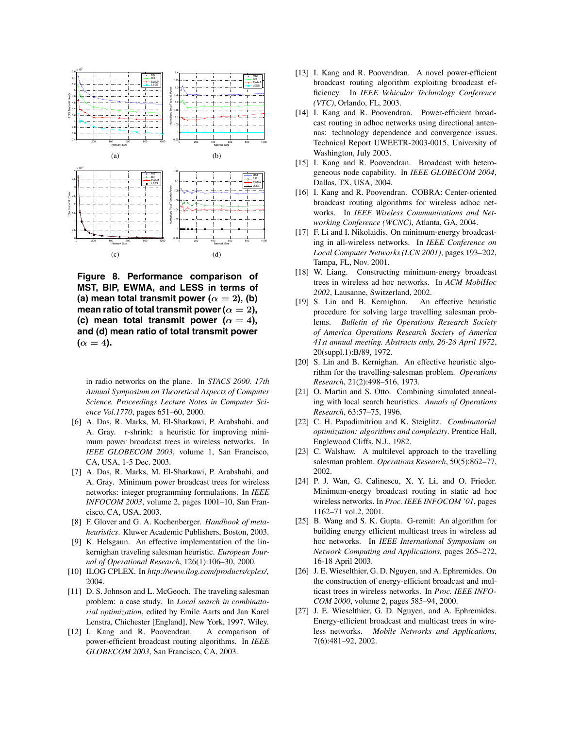x 10^4

Total Transmit Power

Network Size

MST
BIP
EWMA
LESS

(a)

Normalized Total Transmit Power

Network Size

MST
BIP
EWMA
LESS

(b)

x 10^10

Total Transmit Power

Network Size

MST
BIP
EWMA
LESS

(c)

Normalized Total Transmit Power

Network Size

MST
BIP
EWMA
LESS

(d)

**Figure 8. Performance comparison of MST, BIP, EWMA, and LESS in terms of (a) mean total transmit power ($\alpha = 2$), (b) mean ratio of total transmit power ($\alpha = 2$), (c) mean total transmit power ($\alpha = 4$), and (d) mean ratio of total transmit power ($\alpha = 4$).**

in radio networks on the plane. In *STACS 2000. 17th Annual Symposium on Theoretical Aspects of Computer Science. Proceedings Lecture Notes in Computer Science Vol.1770*, pages 651–60, 2000.

[6] A. Das, R. Marks, M. El-Sharkawi, P. Arabshahi, and A. Gray. r-shrink: a heuristic for improving minimum power broadcast trees in wireless networks. In *IEEE GLOBECOM 2003*, volume 1, San Francisco, CA, USA, 1-5 Dec. 2003.

[7] A. Das, R. Marks, M. El-Sharkawi, P. Arabshahi, and A. Gray. Minimum power broadcast trees for wireless networks: integer programming formulations. In *IEEE INFOCOM 2003*, volume 2, pages 1001–10, San Francisco, CA, USA, 2003.

[8] F. Glover and G. A. Kochenberger. *Handbook of metaheuristics*. Kluwer Academic Publishers, Boston, 2003.

[9] K. Helsgaun. An effective implementation of the linkernighan traveling salesman heuristic. *European Journal of Operational Research*, 126(1):106–30, 2000.

[10] ILOG CPLEX. In *http://www.ilog.com/products/cplex/*, 2004.

[11] D. S. Johnson and L. McGeoch. The traveling salesman problem: a case study. In *Local search in combinatorial optimization*, edited by Emile Aarts and Jan Karel Lenstra, Chichester [England], New York, 1997. Wiley.

[12] I. Kang and R. Poovendran. A comparison of power-efficient broadcast routing algorithms. In *IEEE GLOBECOM 2003*, San Francisco, CA, 2003.

[13] I. Kang and R. Poovendran. A novel power-efficient broadcast routing algorithm exploiting broadcast efficiency. In *IEEE Vehicular Technology Conference (VTC)*, Orlando, FL, 2003.

[14] I. Kang and R. Poovendran. Power-efficient broadcast routing in adhoc networks using directional antennas: technology dependence and convergence issues. Technical Report UWEETR-2003-0015, University of Washington, July 2003.

[15] I. Kang and R. Poovendran. Broadcast with heterogeneous node capability. In *IEEE GLOBECOM 2004*, Dallas, TX, USA, 2004.

[16] I. Kang and R. Poovendran. COBRA: Center-oriented broadcast routing algorithms for wireless adhoc networks. In *IEEE Wireless Communications and Networking Conference (WCNC)*, Atlanta, GA, 2004.

[17] F. Li and I. Nikolaidis. On minimum-energy broadcasting in all-wireless networks. In *IEEE Conference on Local Computer Networks (LCN 2001)*, pages 193–202, Tampa, FL, Nov. 2001.

[18] W. Liang. Constructing minimum-energy broadcast trees in wireless ad hoc networks. In *ACM MobiHoc 2002*, Lausanne, Switzerland, 2002.

[19] S. Lin and B. Kernighan. An effective heuristic procedure for solving large travelling salesman problems. *Bulletin of the Operations Research Society of America Operations Research Society of America 41st annual meeting. Abstracts only, 26-28 April 1972*, 20(suppl.1):B/89, 1972.

[20] S. Lin and B. Kernighan. An effective heuristic algorithm for the travelling-salesman problem. *Operations Research*, 21(2):498–516, 1973.

[21] O. Martin and S. Otto. Combining simulated annealing with local search heuristics. *Annals of Operations Research*, 63:57–75, 1996.

[22] C. H. Papadimitriou and K. Steiglitz. *Combinatorial optimization: algorithms and complexity*. Prentice Hall, Englewood Cliffs, N.J., 1982.

[23] C. Walshaw. A multilevel approach to the travelling salesman problem. *Operations Research*, 50(5):862–77, 2002.

[24] P. J. Wan, G. Calinescu, X. Y. Li, and O. Frieder. Minimum-energy broadcast routing in static ad hoc wireless networks. In *Proc. IEEE INFOCOM '01*, pages 1162–71 vol.2, 2001.

[25] B. Wang and S. K. Gupta. G-remit: An algorithm for building energy efficient multicast trees in wireless ad hoc networks. In *IEEE International Symposium on Network Computing and Applications*, pages 265–272, 16-18 April 2003.

[26] J. E. Wieselthier, G. D. Nguyen, and A. Ephremides. On the construction of energy-efficient broadcast and multicast trees in wireless networks. In *Proc. IEEE INFOCOM 2000*, volume 2, pages 585–94, 2000.

[27] J. E. Wieselthier, G. D. Nguyen, and A. Ephremides. Energy-efficient broadcast and multicast trees in wireless networks. *Mobile Networks and Applications*, 7(6):481–92, 2002.